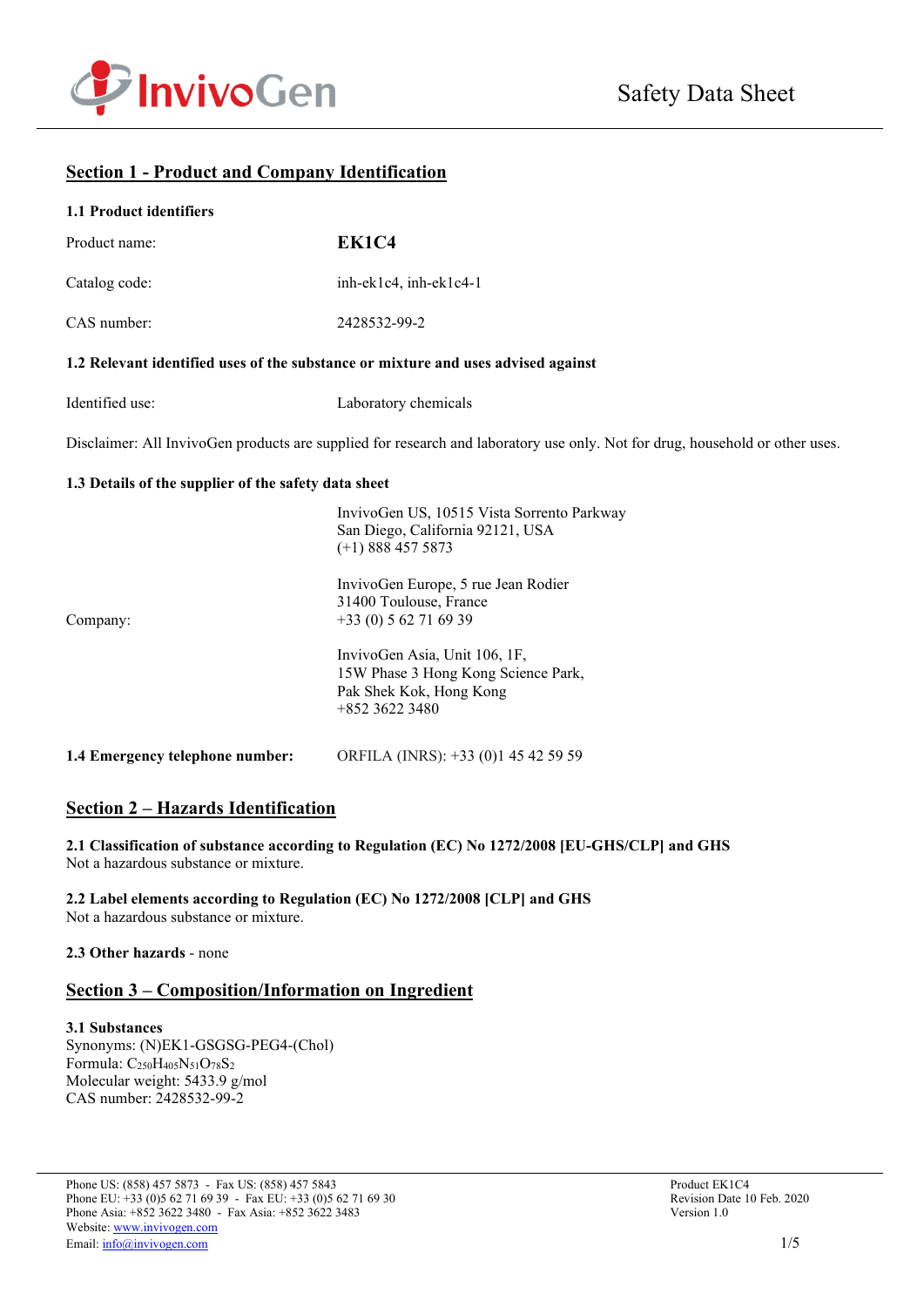InvivoGen

Safety Data Sheet

## Section 1 - Product and Company Identification

### 1.1 Product identifiers

| | |
|---|---|
| Product name: | **EK1C4** |
| Catalog code: | inh-ek1c4, inh-ek1c4-1 |
| CAS number: | 2428532-99-2 |

### 1.2 Relevant identified uses of the substance or mixture and uses advised against

| | |
|---|---|
| Identified use: | Laboratory chemicals |

Disclaimer: All InvivoGen products are supplied for research and laboratory use only. Not for drug, household or other uses.

### 1.3 Details of the supplier of the safety data sheet

Company:

InvivoGen US, 10515 Vista Sorrento Parkway
San Diego, California 92121, USA
(+1) 888 457 5873

InvivoGen Europe, 5 rue Jean Rodier
31400 Toulouse, France
+33 (0) 5 62 71 69 39

InvivoGen Asia, Unit 106, 1F,
15W Phase 3 Hong Kong Science Park,
Pak Shek Kok, Hong Kong
+852 3622 3480

**1.4 Emergency telephone number:** ORFILA (INRS): +33 (0)1 45 42 59 59

## Section 2 – Hazards Identification

**2.1 Classification of substance according to Regulation (EC) No 1272/2008 [EU-GHS/CLP] and GHS**
Not a hazardous substance or mixture.

**2.2 Label elements according to Regulation (EC) No 1272/2008 [CLP] and GHS**
Not a hazardous substance or mixture.

**2.3 Other hazards** - none

## Section 3 – Composition/Information on Ingredient

**3.1 Substances**
Synonyms: (N)EK1-GSGSG-PEG4-(Chol)
Formula: $C_{250}H_{405}N_{51}O_{78}S_2$
Molecular weight: 5433.9 g/mol
CAS number: 2428532-99-2

Phone US: (858) 457 5873 - Fax US: (858) 457 5843
Phone EU: +33 (0)5 62 71 69 39 - Fax EU: +33 (0)5 62 71 69 30
Phone Asia: +852 3622 3480 - Fax Asia: +852 3622 3483
Website: www.invivogen.com
Email: info@invivogen.com

Product EK1C4
Revision Date 10 Feb. 2020
Version 1.0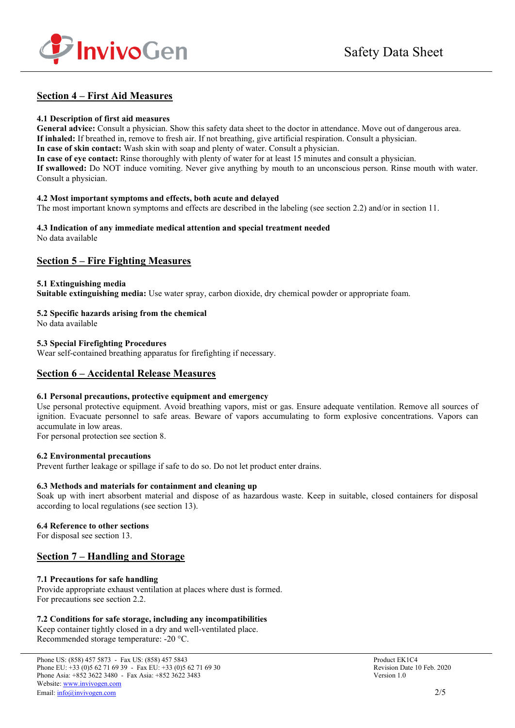## Section 4 – First Aid Measures

### 4.1 Description of first aid measures

**General advice:** Consult a physician. Show this safety data sheet to the doctor in attendance. Move out of dangerous area.
**If inhaled:** If breathed in, remove to fresh air. If not breathing, give artificial respiration. Consult a physician.
**In case of skin contact:** Wash skin with soap and plenty of water. Consult a physician.
**In case of eye contact:** Rinse thoroughly with plenty of water for at least 15 minutes and consult a physician.
**If swallowed:** Do NOT induce vomiting. Never give anything by mouth to an unconscious person. Rinse mouth with water. Consult a physician.

### 4.2 Most important symptoms and effects, both acute and delayed

The most important known symptoms and effects are described in the labeling (see section 2.2) and/or in section 11.

### 4.3 Indication of any immediate medical attention and special treatment needed

No data available

## Section 5 – Fire Fighting Measures

### 5.1 Extinguishing media

**Suitable extinguishing media:** Use water spray, carbon dioxide, dry chemical powder or appropriate foam.

### 5.2 Specific hazards arising from the chemical

No data available

### 5.3 Special Firefighting Procedures

Wear self-contained breathing apparatus for firefighting if necessary.

## Section 6 – Accidental Release Measures

### 6.1 Personal precautions, protective equipment and emergency

Use personal protective equipment. Avoid breathing vapors, mist or gas. Ensure adequate ventilation. Remove all sources of ignition. Evacuate personnel to safe areas. Beware of vapors accumulating to form explosive concentrations. Vapors can accumulate in low areas.
For personal protection see section 8.

### 6.2 Environmental precautions

Prevent further leakage or spillage if safe to do so. Do not let product enter drains.

### 6.3 Methods and materials for containment and cleaning up

Soak up with inert absorbent material and dispose of as hazardous waste. Keep in suitable, closed containers for disposal according to local regulations (see section 13).

### 6.4 Reference to other sections

For disposal see section 13.

## Section 7 – Handling and Storage

### 7.1 Precautions for safe handling

Provide appropriate exhaust ventilation at places where dust is formed.
For precautions see section 2.2.

### 7.2 Conditions for safe storage, including any incompatibilities

Keep container tightly closed in a dry and well-ventilated place.
Recommended storage temperature: -20 °C.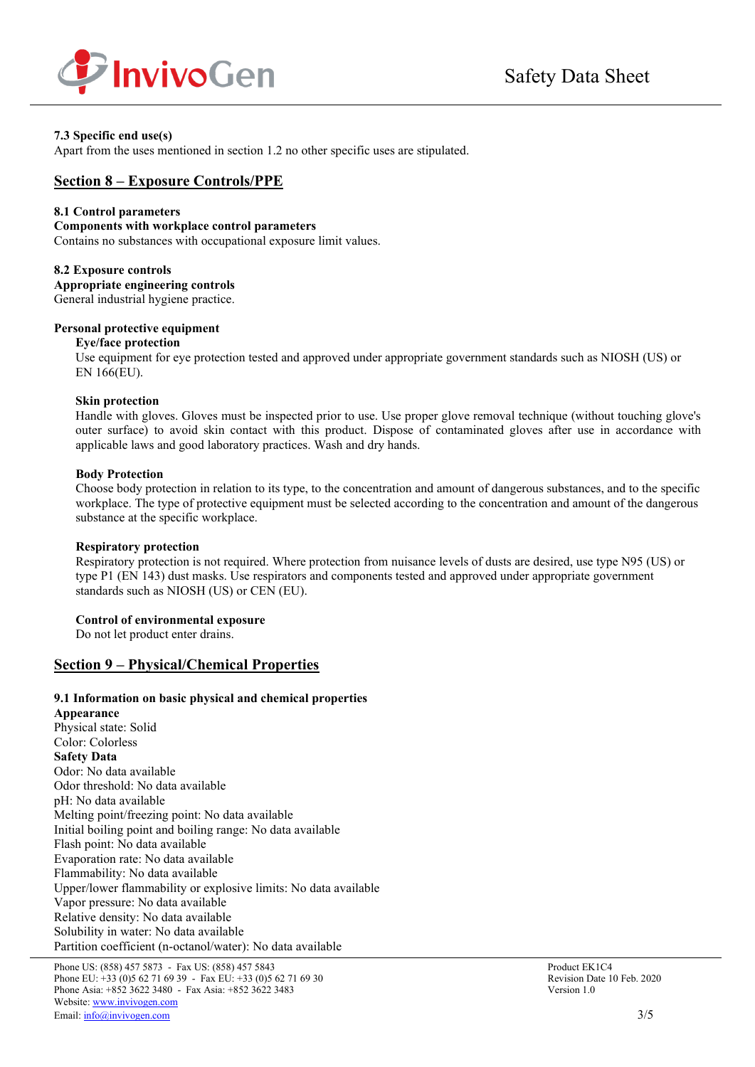**7.3 Specific end use(s)**
Apart from the uses mentioned in section 1.2 no other specific uses are stipulated.

## Section 8 – Exposure Controls/PPE

**8.1 Control parameters**
**Components with workplace control parameters**
Contains no substances with occupational exposure limit values.

**8.2 Exposure controls**
**Appropriate engineering controls**
General industrial hygiene practice.

**Personal protective equipment**

**Eye/face protection**
Use equipment for eye protection tested and approved under appropriate government standards such as NIOSH (US) or EN 166(EU).

**Skin protection**
Handle with gloves. Gloves must be inspected prior to use. Use proper glove removal technique (without touching glove's outer surface) to avoid skin contact with this product. Dispose of contaminated gloves after use in accordance with applicable laws and good laboratory practices. Wash and dry hands.

**Body Protection**
Choose body protection in relation to its type, to the concentration and amount of dangerous substances, and to the specific workplace. The type of protective equipment must be selected according to the concentration and amount of the dangerous substance at the specific workplace.

**Respiratory protection**
Respiratory protection is not required. Where protection from nuisance levels of dusts are desired, use type N95 (US) or type P1 (EN 143) dust masks. Use respirators and components tested and approved under appropriate government standards such as NIOSH (US) or CEN (EU).

**Control of environmental exposure**
Do not let product enter drains.

## Section 9 – Physical/Chemical Properties

**9.1 Information on basic physical and chemical properties**
**Appearance**
Physical state: Solid
Color: Colorless
**Safety Data**
Odor: No data available
Odor threshold: No data available
pH: No data available
Melting point/freezing point: No data available
Initial boiling point and boiling range: No data available
Flash point: No data available
Evaporation rate: No data available
Flammability: No data available
Upper/lower flammability or explosive limits: No data available
Vapor pressure: No data available
Relative density: No data available
Solubility in water: No data available
Partition coefficient (n-octanol/water): No data available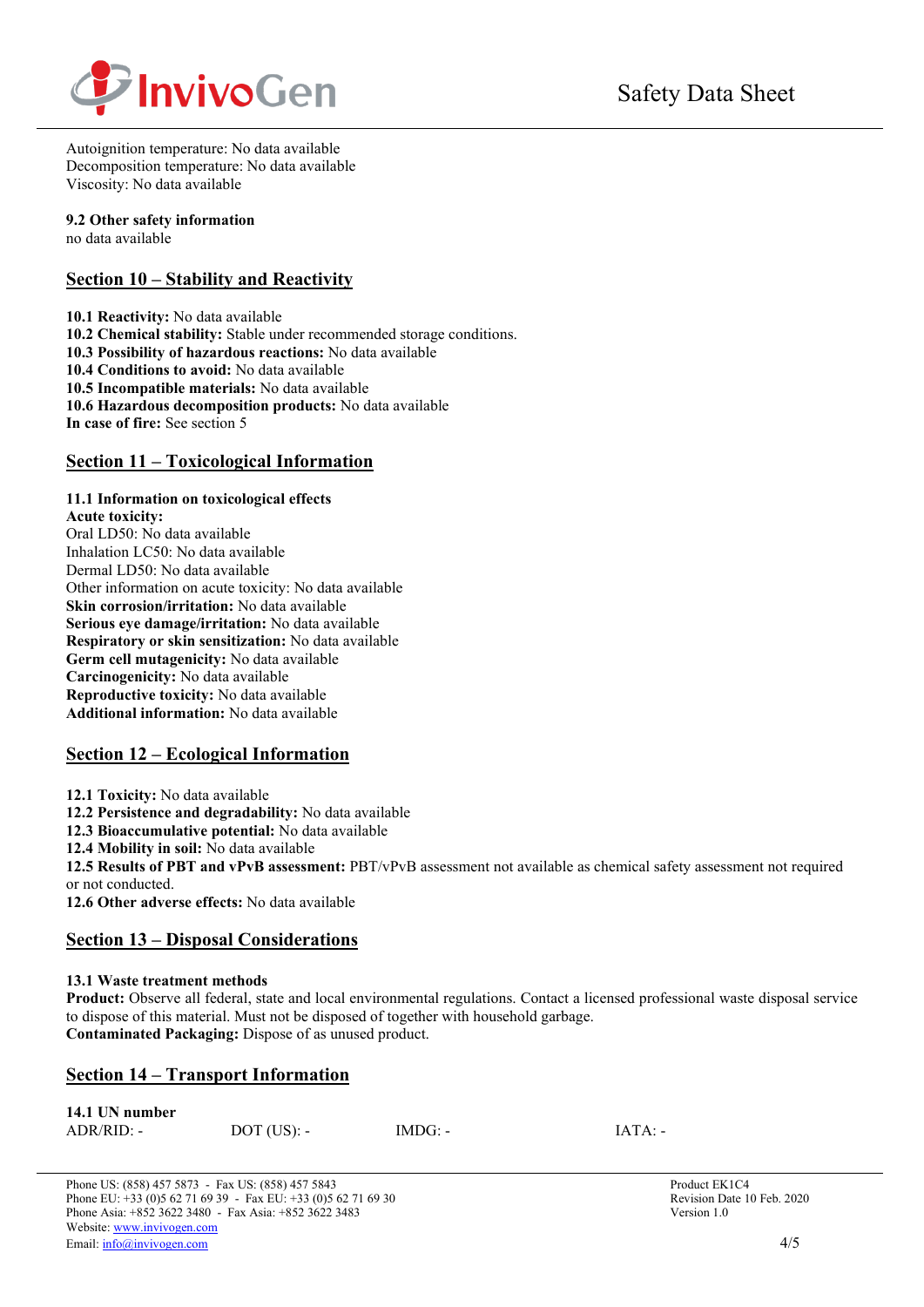Autoignition temperature: No data available
Decomposition temperature: No data available
Viscosity: No data available

**9.2 Other safety information**
no data available

## Section 10 – Stability and Reactivity

**10.1 Reactivity:** No data available
**10.2 Chemical stability:** Stable under recommended storage conditions.
**10.3 Possibility of hazardous reactions:** No data available
**10.4 Conditions to avoid:** No data available
**10.5 Incompatible materials:** No data available
**10.6 Hazardous decomposition products:** No data available
**In case of fire:** See section 5

## Section 11 – Toxicological Information

**11.1 Information on toxicological effects**
**Acute toxicity:**
Oral LD50: No data available
Inhalation LC50: No data available
Dermal LD50: No data available
Other information on acute toxicity: No data available
**Skin corrosion/irritation:** No data available
**Serious eye damage/irritation:** No data available
**Respiratory or skin sensitization:** No data available
**Germ cell mutagenicity:** No data available
**Carcinogenicity:** No data available
**Reproductive toxicity:** No data available
**Additional information:** No data available

## Section 12 – Ecological Information

**12.1 Toxicity:** No data available
**12.2 Persistence and degradability:** No data available
**12.3 Bioaccumulative potential:** No data available
**12.4 Mobility in soil:** No data available
**12.5 Results of PBT and vPvB assessment:** PBT/vPvB assessment not available as chemical safety assessment not required or not conducted.
**12.6 Other adverse effects:** No data available

## Section 13 – Disposal Considerations

**13.1 Waste treatment methods**
**Product:** Observe all federal, state and local environmental regulations. Contact a licensed professional waste disposal service to dispose of this material. Must not be disposed of together with household garbage.
**Contaminated Packaging:** Dispose of as unused product.

## Section 14 – Transport Information

**14.1 UN number**

| ADR/RID: - | DOT (US): - | IMDG: - | IATA: - |
|---|---|---|---|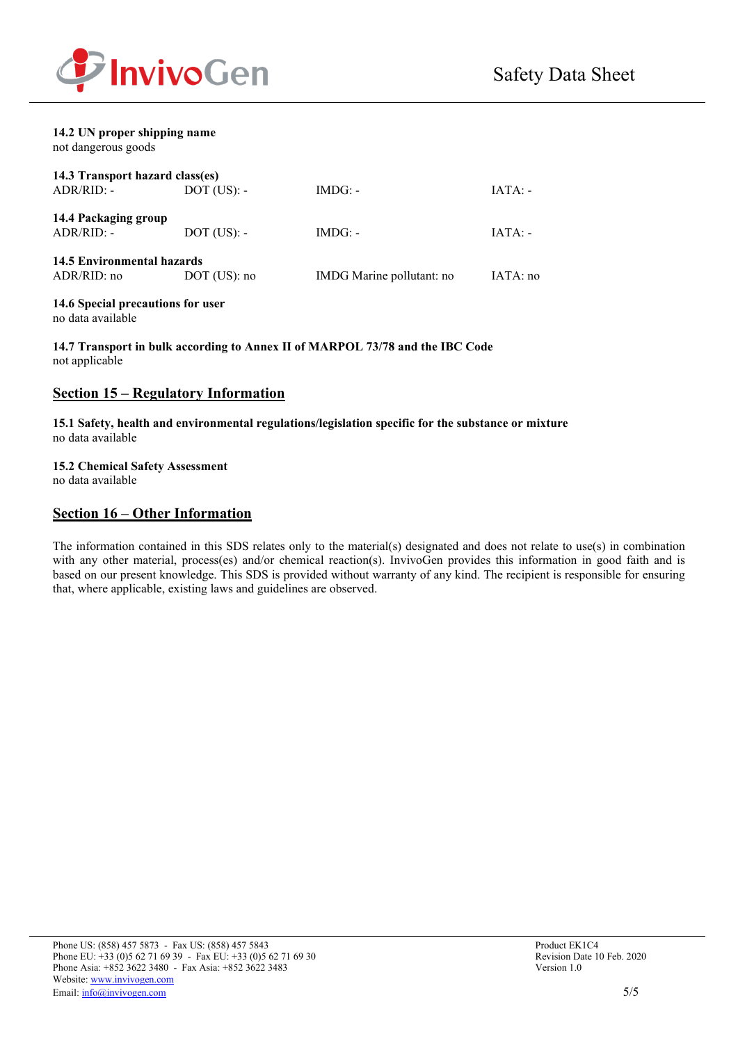**14.2 UN proper shipping name**
not dangerous goods

**14.3 Transport hazard class(es)**

| | | | |
|---|---|---|---|
| ADR/RID: - | DOT (US): - | IMDG: - | IATA: - |

**14.4 Packaging group**

| | | | |
|---|---|---|---|
| ADR/RID: - | DOT (US): - | IMDG: - | IATA: - |

**14.5 Environmental hazards**

| | | | |
|---|---|---|---|
| ADR/RID: no | DOT (US): no | IMDG Marine pollutant: no | IATA: no |

**14.6 Special precautions for user**
no data available

**14.7 Transport in bulk according to Annex II of MARPOL 73/78 and the IBC Code**
not applicable

## Section 15 – Regulatory Information

**15.1 Safety, health and environmental regulations/legislation specific for the substance or mixture**
no data available

**15.2 Chemical Safety Assessment**
no data available

## Section 16 – Other Information

The information contained in this SDS relates only to the material(s) designated and does not relate to use(s) in combination with any other material, process(es) and/or chemical reaction(s). InvivoGen provides this information in good faith and is based on our present knowledge. This SDS is provided without warranty of any kind. The recipient is responsible for ensuring that, where applicable, existing laws and guidelines are observed.